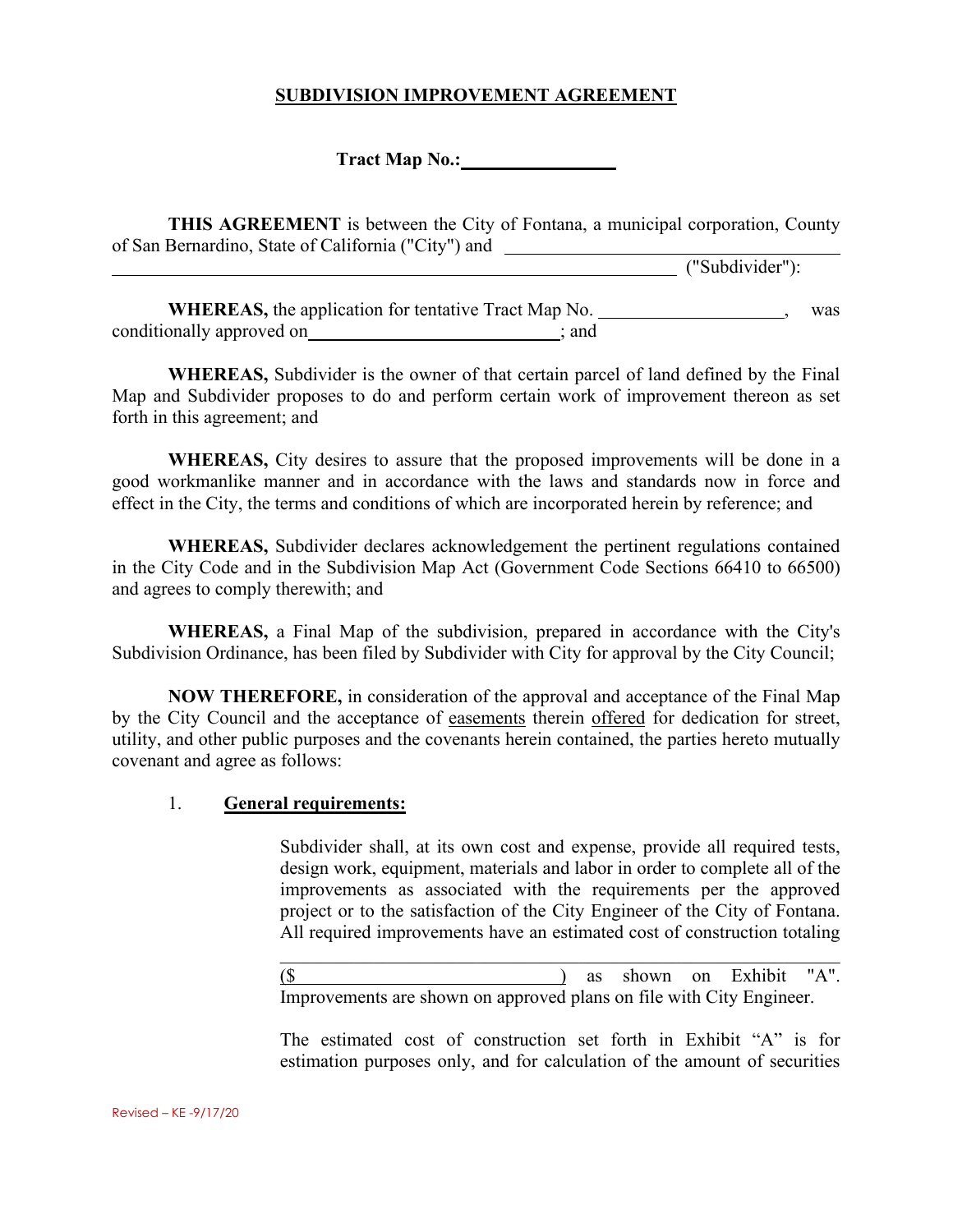# SUBDIVISION IMPROVEMENT AGREEMENT

**Tract Map No.:________________**

**THIS AGREEMENT** is between the City of Fontana, a municipal corporation, County of San Bernardino, State of California ("City") and ______________________________________________________________________________ ("Subdivider"):

**WHEREAS,** the application for tentative Tract Map No. ____________________, was conditionally approved on ____________________________; and

**WHEREAS,** Subdivider is the owner of that certain parcel of land defined by the Final Map and Subdivider proposes to do and perform certain work of improvement thereon as set forth in this agreement; and

**WHEREAS,** City desires to assure that the proposed improvements will be done in a good workmanlike manner and in accordance with the laws and standards now in force and effect in the City, the terms and conditions of which are incorporated herein by reference; and

**WHEREAS,** Subdivider declares acknowledgement the pertinent regulations contained in the City Code and in the Subdivision Map Act (Government Code Sections 66410 to 66500) and agrees to comply therewith; and

**WHEREAS,** a Final Map of the subdivision, prepared in accordance with the City's Subdivision Ordinance, has been filed by Subdivider with City for approval by the City Council;

**NOW THEREFORE,** in consideration of the approval and acceptance of the Final Map by the City Council and the acceptance of easements therein offered for dedication for street, utility, and other public purposes and the covenants herein contained, the parties hereto mutually covenant and agree as follows:

1. **General requirements:**

   Subdivider shall, at its own cost and expense, provide all required tests, design work, equipment, materials and labor in order to complete all of the improvements as associated with the requirements per the approved project or to the satisfaction of the City Engineer of the City of Fontana. All required improvements have an estimated cost of construction totaling

   ______________________________________________________________

   ($______________________________) as shown on Exhibit "A". Improvements are shown on approved plans on file with City Engineer.

   The estimated cost of construction set forth in Exhibit "A" is for estimation purposes only, and for calculation of the amount of securities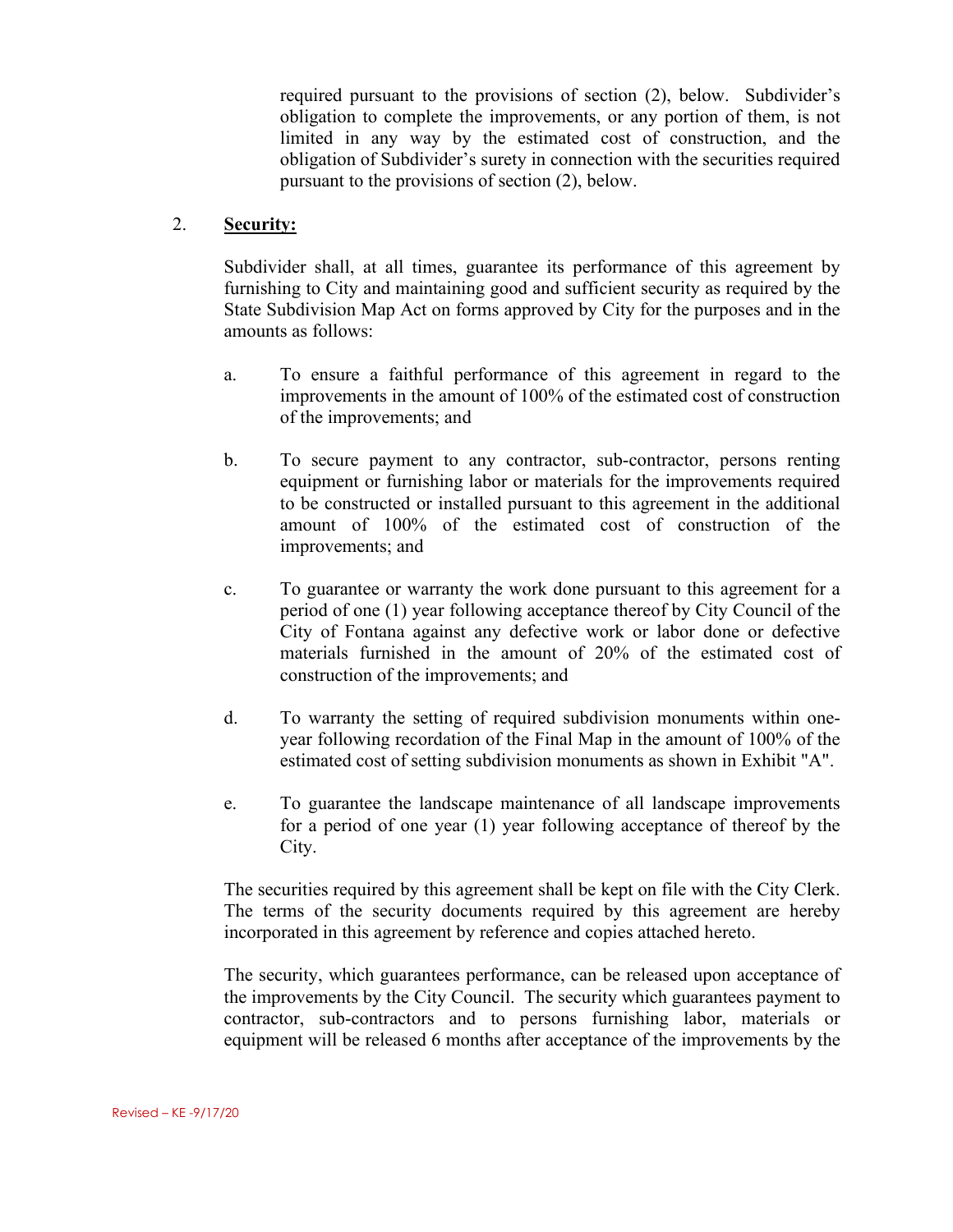required pursuant to the provisions of section (2), below. Subdivider's obligation to complete the improvements, or any portion of them, is not limited in any way by the estimated cost of construction, and the obligation of Subdivider's surety in connection with the securities required pursuant to the provisions of section (2), below.

2. **Security:**

Subdivider shall, at all times, guarantee its performance of this agreement by furnishing to City and maintaining good and sufficient security as required by the State Subdivision Map Act on forms approved by City for the purposes and in the amounts as follows:

a. To ensure a faithful performance of this agreement in regard to the improvements in the amount of 100% of the estimated cost of construction of the improvements; and

b. To secure payment to any contractor, sub-contractor, persons renting equipment or furnishing labor or materials for the improvements required to be constructed or installed pursuant to this agreement in the additional amount of 100% of the estimated cost of construction of the improvements; and

c. To guarantee or warranty the work done pursuant to this agreement for a period of one (1) year following acceptance thereof by City Council of the City of Fontana against any defective work or labor done or defective materials furnished in the amount of 20% of the estimated cost of construction of the improvements; and

d. To warranty the setting of required subdivision monuments within one-year following recordation of the Final Map in the amount of 100% of the estimated cost of setting subdivision monuments as shown in Exhibit "A".

e. To guarantee the landscape maintenance of all landscape improvements for a period of one year (1) year following acceptance of thereof by the City.

The securities required by this agreement shall be kept on file with the City Clerk. The terms of the security documents required by this agreement are hereby incorporated in this agreement by reference and copies attached hereto.

The security, which guarantees performance, can be released upon acceptance of the improvements by the City Council. The security which guarantees payment to contractor, sub-contractors and to persons furnishing labor, materials or equipment will be released 6 months after acceptance of the improvements by the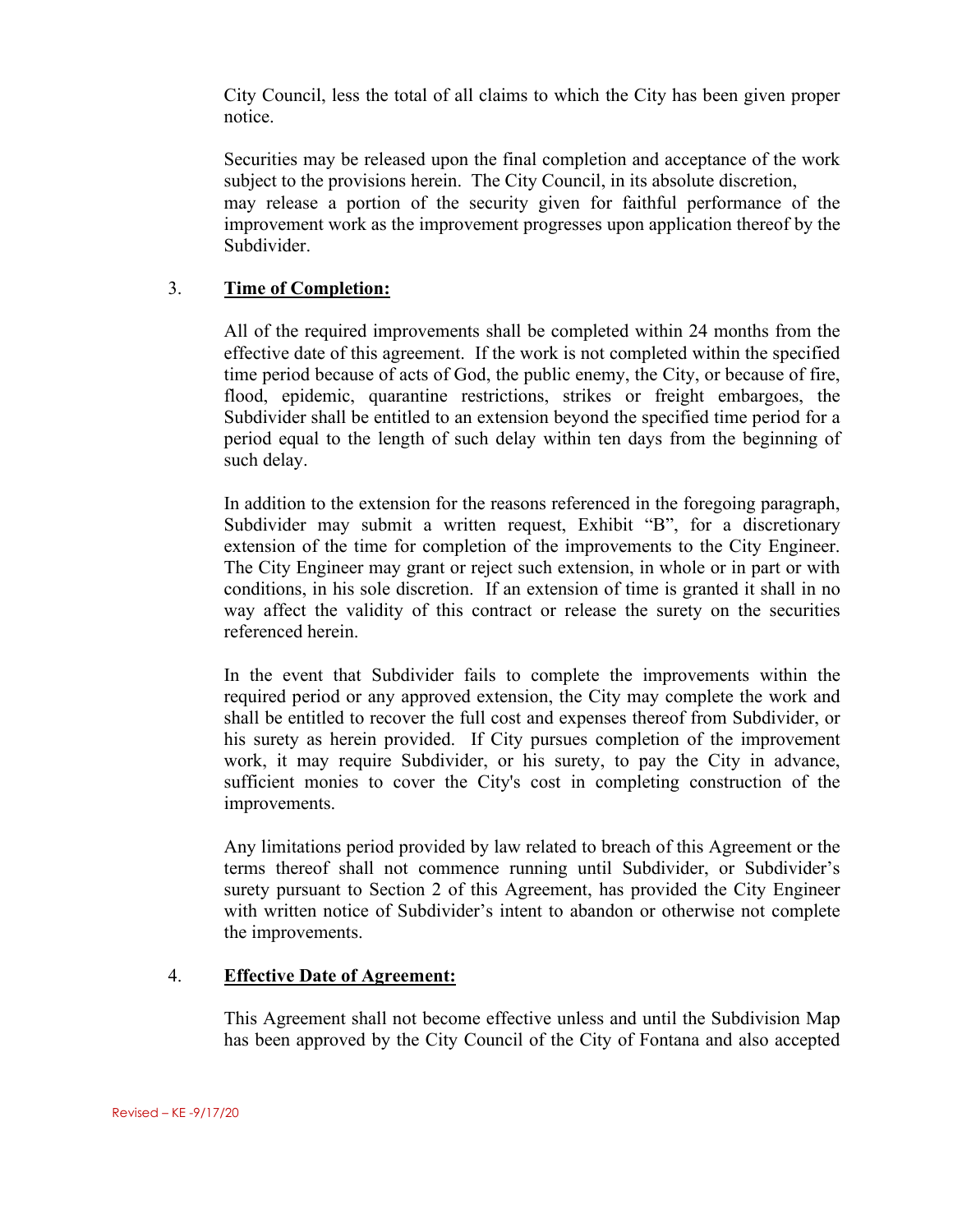City Council, less the total of all claims to which the City has been given proper notice.

Securities may be released upon the final completion and acceptance of the work subject to the provisions herein. The City Council, in its absolute discretion, may release a portion of the security given for faithful performance of the improvement work as the improvement progresses upon application thereof by the Subdivider.

3. **Time of Completion:**

All of the required improvements shall be completed within 24 months from the effective date of this agreement. If the work is not completed within the specified time period because of acts of God, the public enemy, the City, or because of fire, flood, epidemic, quarantine restrictions, strikes or freight embargoes, the Subdivider shall be entitled to an extension beyond the specified time period for a period equal to the length of such delay within ten days from the beginning of such delay.

In addition to the extension for the reasons referenced in the foregoing paragraph, Subdivider may submit a written request, Exhibit "B", for a discretionary extension of the time for completion of the improvements to the City Engineer. The City Engineer may grant or reject such extension, in whole or in part or with conditions, in his sole discretion. If an extension of time is granted it shall in no way affect the validity of this contract or release the surety on the securities referenced herein.

In the event that Subdivider fails to complete the improvements within the required period or any approved extension, the City may complete the work and shall be entitled to recover the full cost and expenses thereof from Subdivider, or his surety as herein provided. If City pursues completion of the improvement work, it may require Subdivider, or his surety, to pay the City in advance, sufficient monies to cover the City's cost in completing construction of the improvements.

Any limitations period provided by law related to breach of this Agreement or the terms thereof shall not commence running until Subdivider, or Subdivider's surety pursuant to Section 2 of this Agreement, has provided the City Engineer with written notice of Subdivider's intent to abandon or otherwise not complete the improvements.

4. **Effective Date of Agreement:**

This Agreement shall not become effective unless and until the Subdivision Map has been approved by the City Council of the City of Fontana and also accepted

Revised – KE -9/17/20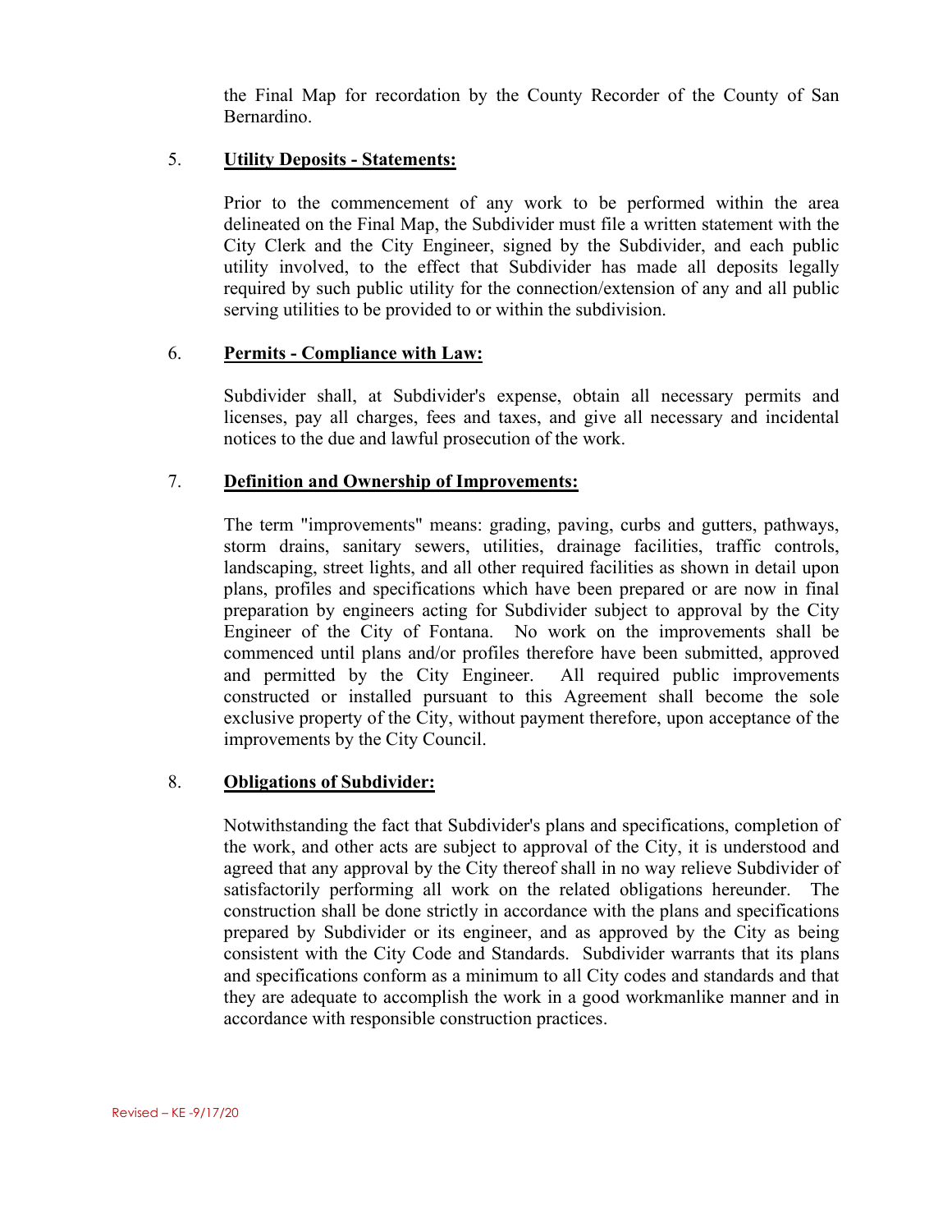the Final Map for recordation by the County Recorder of the County of San Bernardino.

5. **Utility Deposits - Statements:**

Prior to the commencement of any work to be performed within the area delineated on the Final Map, the Subdivider must file a written statement with the City Clerk and the City Engineer, signed by the Subdivider, and each public utility involved, to the effect that Subdivider has made all deposits legally required by such public utility for the connection/extension of any and all public serving utilities to be provided to or within the subdivision.

6. **Permits - Compliance with Law:**

Subdivider shall, at Subdivider's expense, obtain all necessary permits and licenses, pay all charges, fees and taxes, and give all necessary and incidental notices to the due and lawful prosecution of the work.

7. **Definition and Ownership of Improvements:**

The term "improvements" means: grading, paving, curbs and gutters, pathways, storm drains, sanitary sewers, utilities, drainage facilities, traffic controls, landscaping, street lights, and all other required facilities as shown in detail upon plans, profiles and specifications which have been prepared or are now in final preparation by engineers acting for Subdivider subject to approval by the City Engineer of the City of Fontana. No work on the improvements shall be commenced until plans and/or profiles therefore have been submitted, approved and permitted by the City Engineer. All required public improvements constructed or installed pursuant to this Agreement shall become the sole exclusive property of the City, without payment therefore, upon acceptance of the improvements by the City Council.

8. **Obligations of Subdivider:**

Notwithstanding the fact that Subdivider's plans and specifications, completion of the work, and other acts are subject to approval of the City, it is understood and agreed that any approval by the City thereof shall in no way relieve Subdivider of satisfactorily performing all work on the related obligations hereunder. The construction shall be done strictly in accordance with the plans and specifications prepared by Subdivider or its engineer, and as approved by the City as being consistent with the City Code and Standards. Subdivider warrants that its plans and specifications conform as a minimum to all City codes and standards and that they are adequate to accomplish the work in a good workmanlike manner and in accordance with responsible construction practices.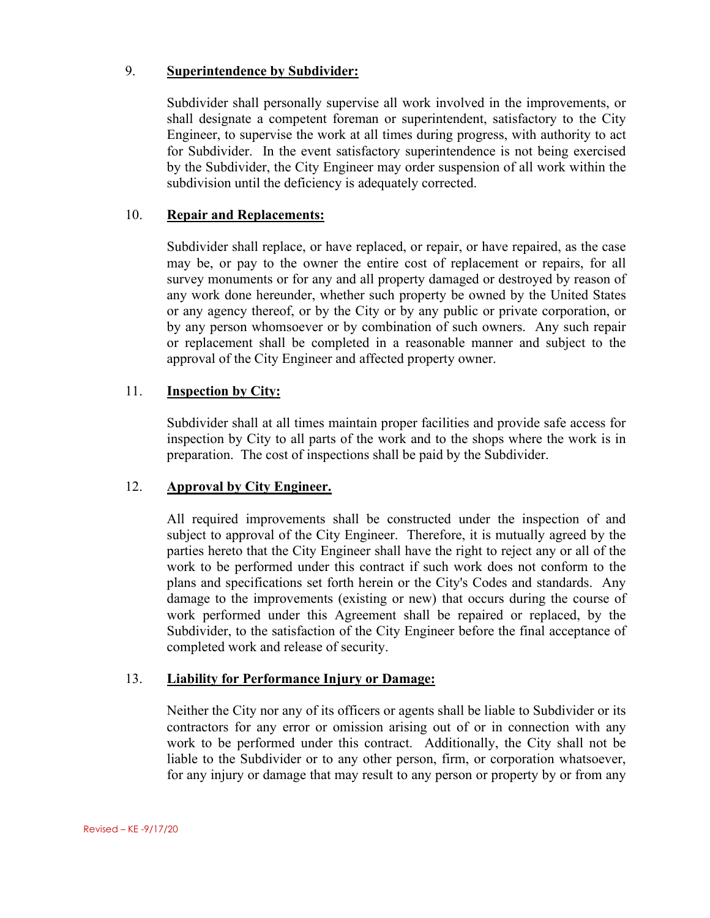9. **Superintendence by Subdivider:**

   Subdivider shall personally supervise all work involved in the improvements, or shall designate a competent foreman or superintendent, satisfactory to the City Engineer, to supervise the work at all times during progress, with authority to act for Subdivider. In the event satisfactory superintendence is not being exercised by the Subdivider, the City Engineer may order suspension of all work within the subdivision until the deficiency is adequately corrected.

10. **Repair and Replacements:**

    Subdivider shall replace, or have replaced, or repair, or have repaired, as the case may be, or pay to the owner the entire cost of replacement or repairs, for all survey monuments or for any and all property damaged or destroyed by reason of any work done hereunder, whether such property be owned by the United States or any agency thereof, or by the City or by any public or private corporation, or by any person whomsoever or by combination of such owners. Any such repair or replacement shall be completed in a reasonable manner and subject to the approval of the City Engineer and affected property owner.

11. **Inspection by City:**

    Subdivider shall at all times maintain proper facilities and provide safe access for inspection by City to all parts of the work and to the shops where the work is in preparation. The cost of inspections shall be paid by the Subdivider.

12. **Approval by City Engineer.**

    All required improvements shall be constructed under the inspection of and subject to approval of the City Engineer. Therefore, it is mutually agreed by the parties hereto that the City Engineer shall have the right to reject any or all of the work to be performed under this contract if such work does not conform to the plans and specifications set forth herein or the City's Codes and standards. Any damage to the improvements (existing or new) that occurs during the course of work performed under this Agreement shall be repaired or replaced, by the Subdivider, to the satisfaction of the City Engineer before the final acceptance of completed work and release of security.

13. **Liability for Performance Injury or Damage:**

    Neither the City nor any of its officers or agents shall be liable to Subdivider or its contractors for any error or omission arising out of or in connection with any work to be performed under this contract. Additionally, the City shall not be liable to the Subdivider or to any other person, firm, or corporation whatsoever, for any injury or damage that may result to any person or property by or from any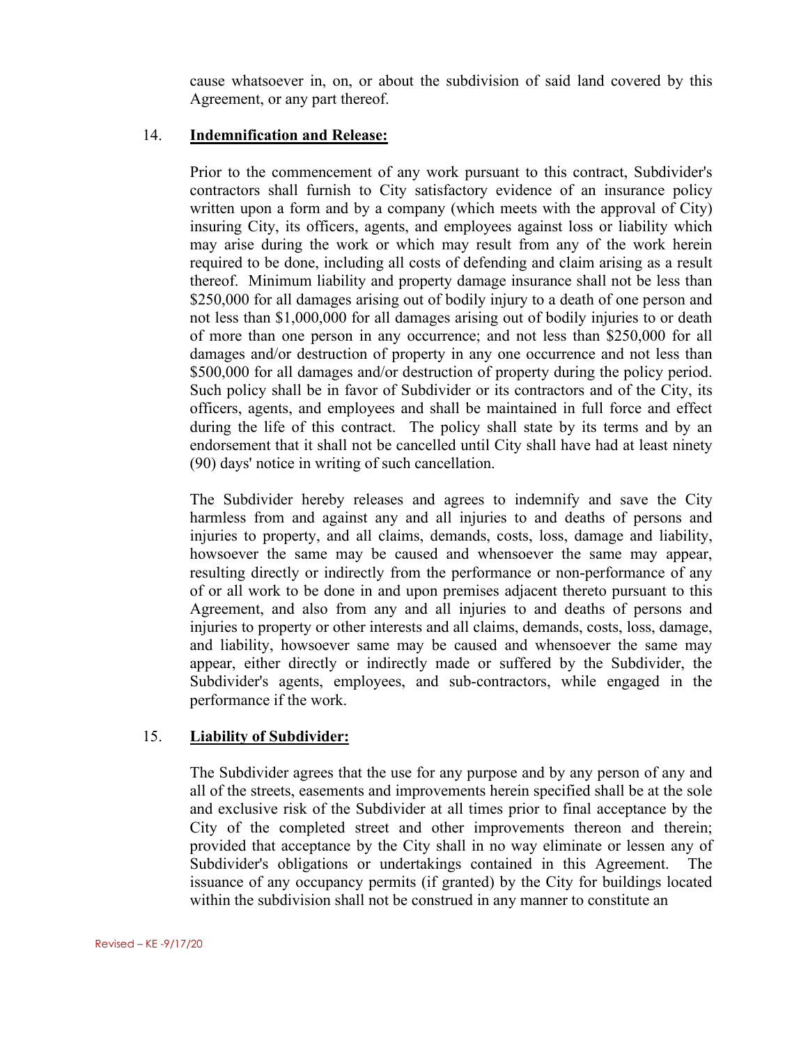cause whatsoever in, on, or about the subdivision of said land covered by this Agreement, or any part thereof.

14. **Indemnification and Release:**

Prior to the commencement of any work pursuant to this contract, Subdivider's contractors shall furnish to City satisfactory evidence of an insurance policy written upon a form and by a company (which meets with the approval of City) insuring City, its officers, agents, and employees against loss or liability which may arise during the work or which may result from any of the work herein required to be done, including all costs of defending and claim arising as a result thereof. Minimum liability and property damage insurance shall not be less than $250,000 for all damages arising out of bodily injury to a death of one person and not less than $1,000,000 for all damages arising out of bodily injuries to or death of more than one person in any occurrence; and not less than $250,000 for all damages and/or destruction of property in any one occurrence and not less than $500,000 for all damages and/or destruction of property during the policy period. Such policy shall be in favor of Subdivider or its contractors and of the City, its officers, agents, and employees and shall be maintained in full force and effect during the life of this contract. The policy shall state by its terms and by an endorsement that it shall not be cancelled until City shall have had at least ninety (90) days' notice in writing of such cancellation.

The Subdivider hereby releases and agrees to indemnify and save the City harmless from and against any and all injuries to and deaths of persons and injuries to property, and all claims, demands, costs, loss, damage and liability, howsoever the same may be caused and whensoever the same may appear, resulting directly or indirectly from the performance or non-performance of any of or all work to be done in and upon premises adjacent thereto pursuant to this Agreement, and also from any and all injuries to and deaths of persons and injuries to property or other interests and all claims, demands, costs, loss, damage, and liability, howsoever same may be caused and whensoever the same may appear, either directly or indirectly made or suffered by the Subdivider, the Subdivider's agents, employees, and sub-contractors, while engaged in the performance if the work.

15. **Liability of Subdivider:**

The Subdivider agrees that the use for any purpose and by any person of any and all of the streets, easements and improvements herein specified shall be at the sole and exclusive risk of the Subdivider at all times prior to final acceptance by the City of the completed street and other improvements thereon and therein; provided that acceptance by the City shall in no way eliminate or lessen any of Subdivider's obligations or undertakings contained in this Agreement. The issuance of any occupancy permits (if granted) by the City for buildings located within the subdivision shall not be construed in any manner to constitute an

Revised – KE -9/17/20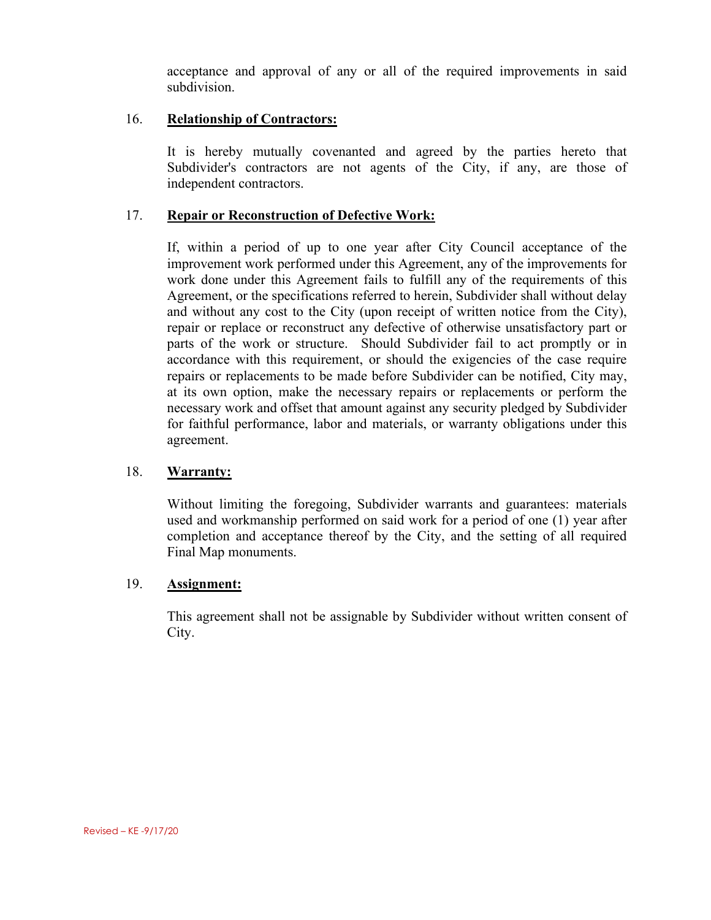acceptance and approval of any or all of the required improvements in said subdivision.

16. **Relationship of Contractors:**

It is hereby mutually covenanted and agreed by the parties hereto that Subdivider's contractors are not agents of the City, if any, are those of independent contractors.

17. **Repair or Reconstruction of Defective Work:**

If, within a period of up to one year after City Council acceptance of the improvement work performed under this Agreement, any of the improvements for work done under this Agreement fails to fulfill any of the requirements of this Agreement, or the specifications referred to herein, Subdivider shall without delay and without any cost to the City (upon receipt of written notice from the City), repair or replace or reconstruct any defective of otherwise unsatisfactory part or parts of the work or structure. Should Subdivider fail to act promptly or in accordance with this requirement, or should the exigencies of the case require repairs or replacements to be made before Subdivider can be notified, City may, at its own option, make the necessary repairs or replacements or perform the necessary work and offset that amount against any security pledged by Subdivider for faithful performance, labor and materials, or warranty obligations under this agreement.

18. **Warranty:**

Without limiting the foregoing, Subdivider warrants and guarantees: materials used and workmanship performed on said work for a period of one (1) year after completion and acceptance thereof by the City, and the setting of all required Final Map monuments.

19. **Assignment:**

This agreement shall not be assignable by Subdivider without written consent of City.

Revised – KE -9/17/20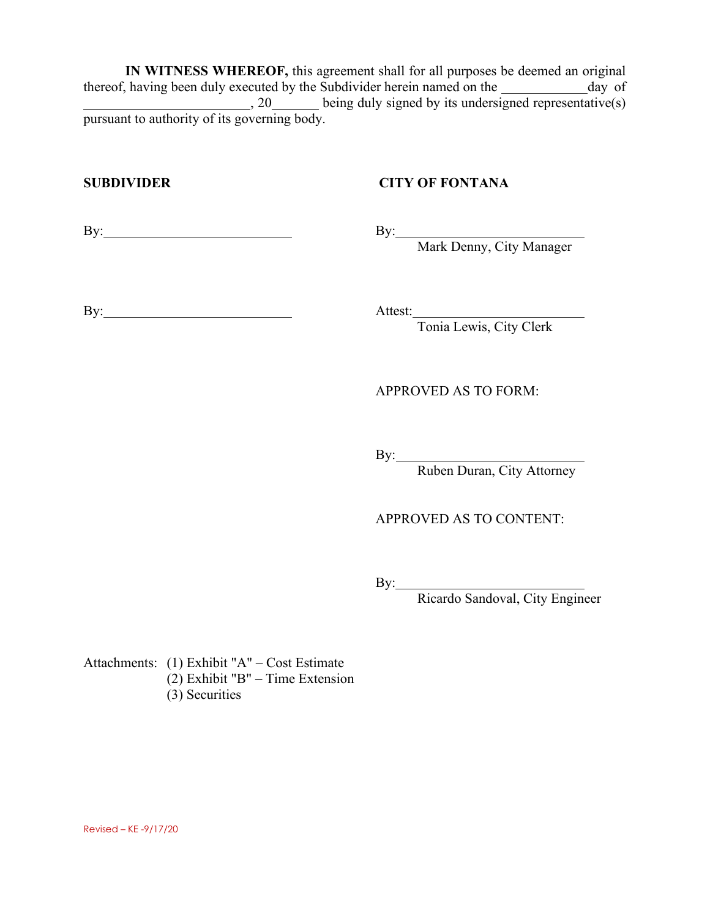**IN WITNESS WHEREOF,** this agreement shall for all purposes be deemed an original thereof, having been duly executed by the Subdivider herein named on the ____________day of ________________________, 20_______ being duly signed by its undersigned representative(s) pursuant to authority of its governing body.

**SUBDIVIDER**

By:___________________________

By:___________________________

**CITY OF FONTANA**

By:___________________________
Mark Denny, City Manager

Attest:_________________________
Tonia Lewis, City Clerk

APPROVED AS TO FORM:

By:___________________________
Ruben Duran, City Attorney

APPROVED AS TO CONTENT:

By:___________________________
Ricardo Sandoval, City Engineer

Attachments: (1) Exhibit "A" – Cost Estimate
(2) Exhibit "B" – Time Extension
(3) Securities

Revised – KE -9/17/20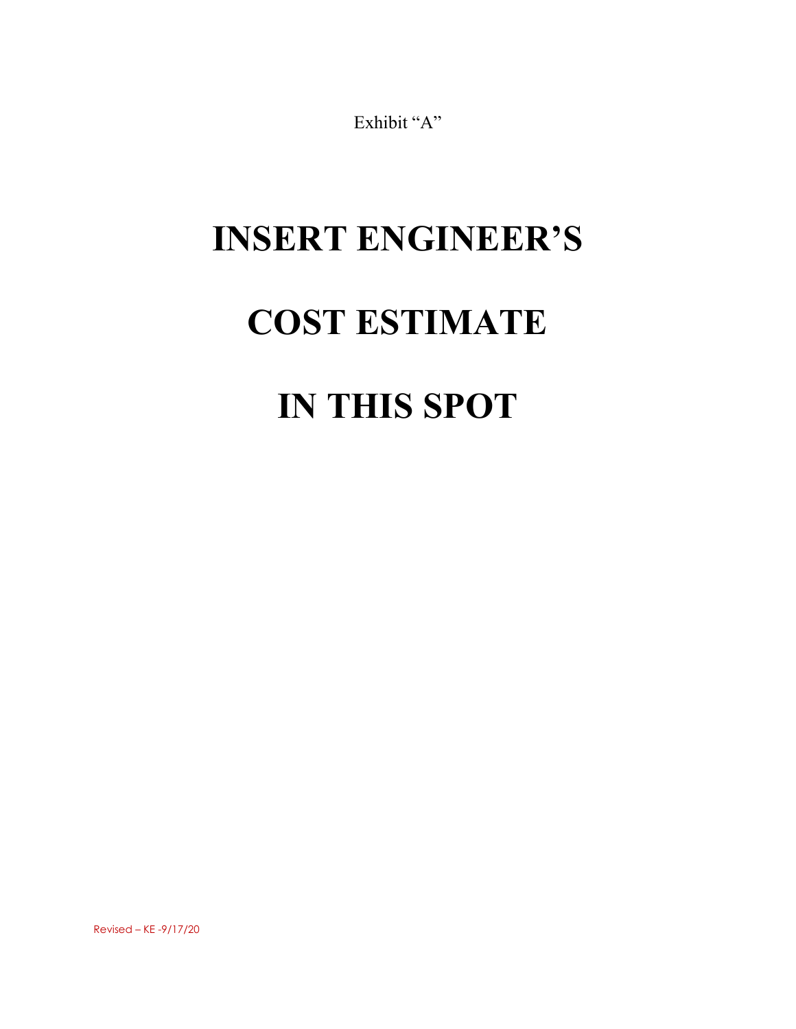Exhibit "A"

# INSERT ENGINEER'S

# COST ESTIMATE

# IN THIS SPOT

Revised – KE -9/17/20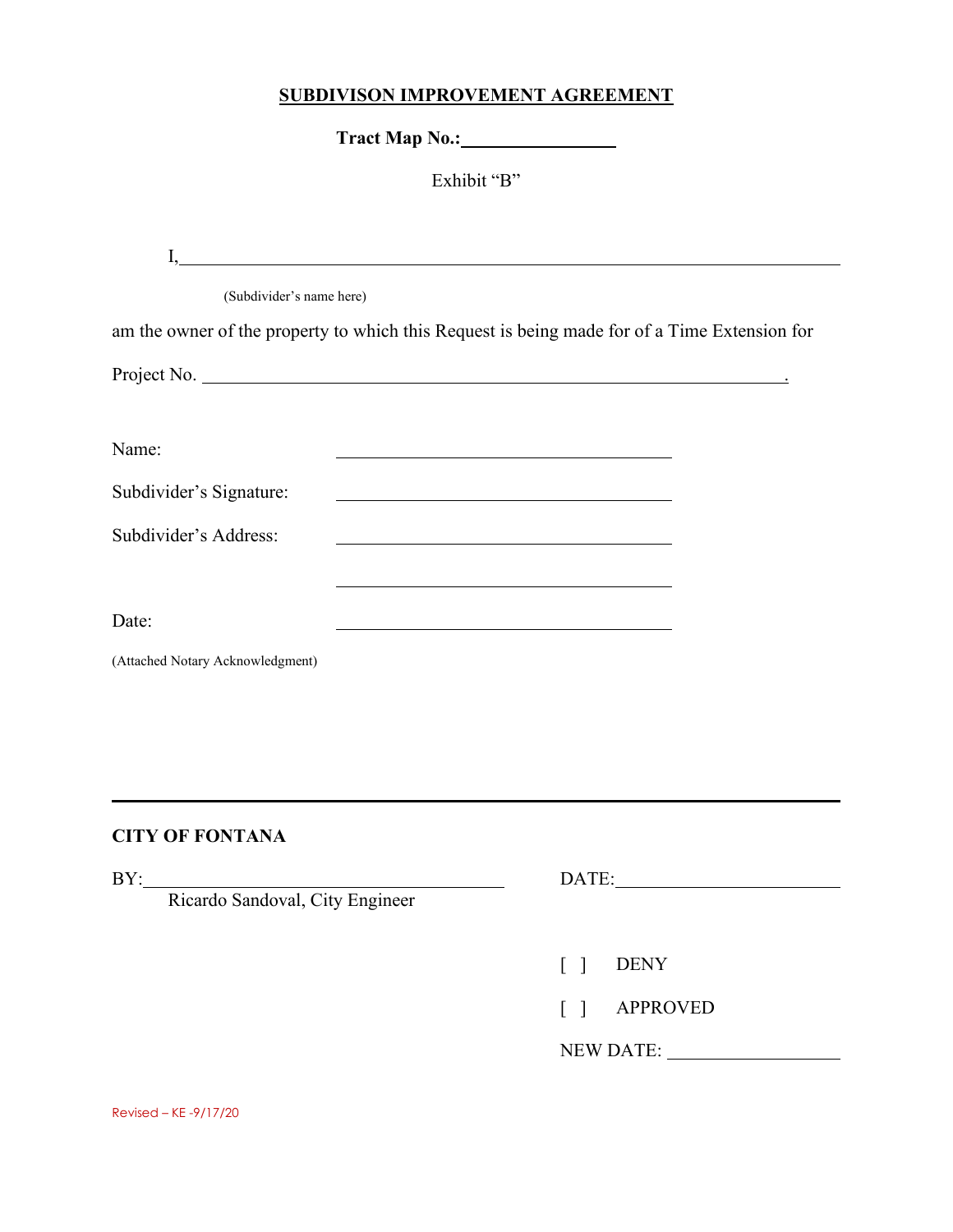**SUBDIVISON IMPROVEMENT AGREEMENT**

**Tract Map No.:\_\_\_\_\_\_\_\_\_\_\_\_\_\_\_\_**

Exhibit "B"

I,\_\_\_\_\_\_\_\_\_\_\_\_\_\_\_\_\_\_\_\_\_\_\_\_\_\_\_\_\_\_\_\_\_\_\_\_\_\_\_\_\_\_\_\_\_\_\_\_\_\_\_\_\_\_\_\_\_\_\_\_\_\_\_\_\_\_\_\_

(Subdivider's name here)

am the owner of the property to which this Request is being made for of a Time Extension for

Project No. \_\_\_\_\_\_\_\_\_\_\_\_\_\_\_\_\_\_\_\_\_\_\_\_\_\_\_\_\_\_\_\_\_\_\_\_\_\_\_\_\_\_\_\_\_\_\_\_\_\_\_\_\_\_\_\_.

Name: \_\_\_\_\_\_\_\_\_\_\_\_\_\_\_\_\_\_\_\_\_\_\_\_\_\_\_\_\_\_\_\_\_\_\_\_

Subdivider's Signature: \_\_\_\_\_\_\_\_\_\_\_\_\_\_\_\_\_\_\_\_\_\_\_\_\_\_\_\_\_\_\_\_\_\_\_\_

Subdivider's Address: \_\_\_\_\_\_\_\_\_\_\_\_\_\_\_\_\_\_\_\_\_\_\_\_\_\_\_\_\_\_\_\_\_\_\_\_

\_\_\_\_\_\_\_\_\_\_\_\_\_\_\_\_\_\_\_\_\_\_\_\_\_\_\_\_\_\_\_\_\_\_\_\_

Date: \_\_\_\_\_\_\_\_\_\_\_\_\_\_\_\_\_\_\_\_\_\_\_\_\_\_\_\_\_\_\_\_\_\_\_\_

(Attached Notary Acknowledgment)

---

**CITY OF FONTANA**

BY:\_\_\_\_\_\_\_\_\_\_\_\_\_\_\_\_\_\_\_\_\_\_\_\_\_\_\_\_\_\_\_\_\_\_\_\_\_\_\_\_
Ricardo Sandoval, City Engineer

DATE:\_\_\_\_\_\_\_\_\_\_\_\_\_\_\_\_\_\_\_\_\_\_\_

[ ] DENY

[ ] APPROVED

NEW DATE: \_\_\_\_\_\_\_\_\_\_\_\_\_\_\_\_\_\_\_

Revised – KE -9/17/20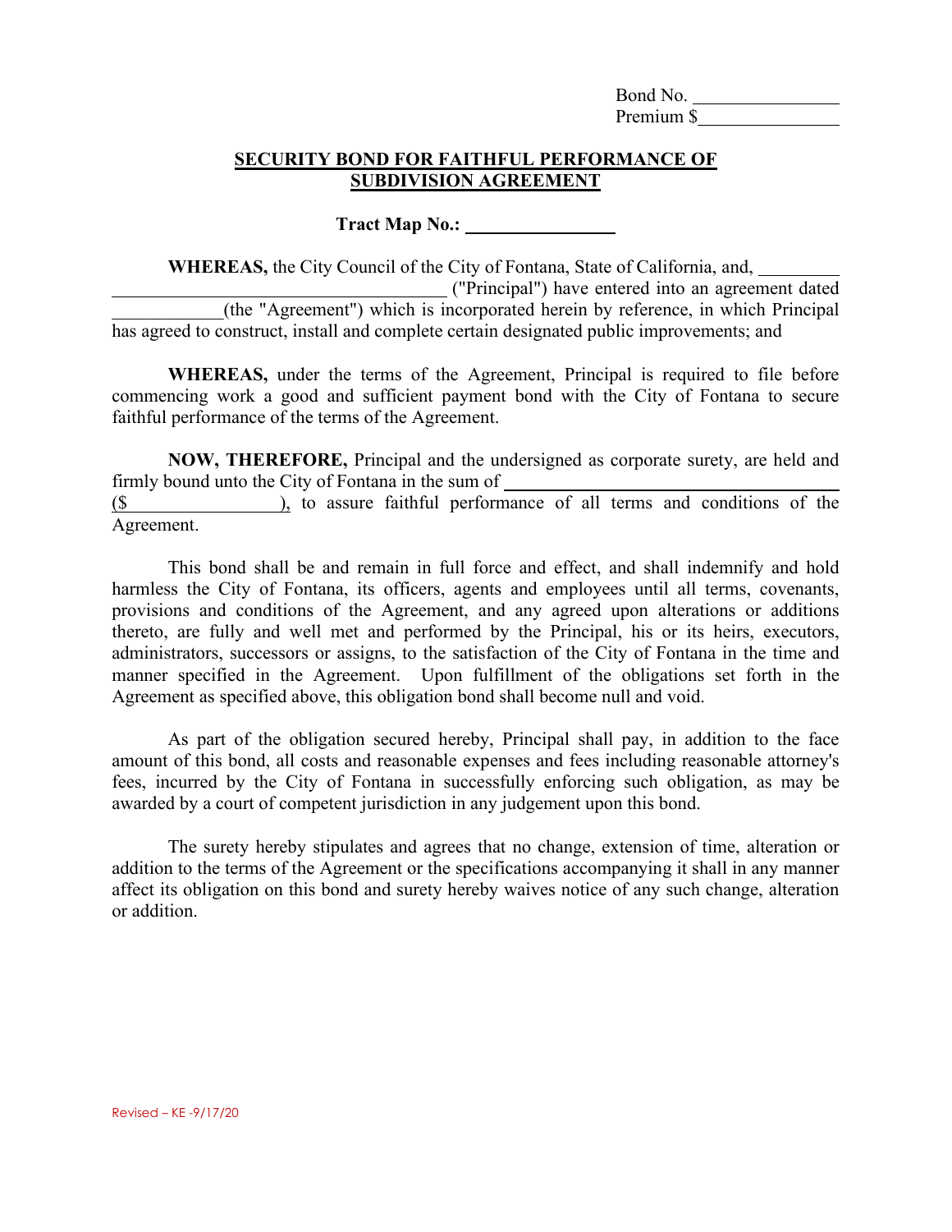Bond No. ______________
Premium $______________

## SECURITY BOND FOR FAITHFUL PERFORMANCE OF SUBDIVISION AGREEMENT

**Tract Map No.: ______________**

**WHEREAS,** the City Council of the City of Fontana, State of California, and, ______________________________________________ ("Principal") have entered into an agreement dated ____________(the "Agreement") which is incorporated herein by reference, in which Principal has agreed to construct, install and complete certain designated public improvements; and

**WHEREAS,** under the terms of the Agreement, Principal is required to file before commencing work a good and sufficient payment bond with the City of Fontana to secure faithful performance of the terms of the Agreement.

**NOW, THEREFORE,** Principal and the undersigned as corporate surety, are held and firmly bound unto the City of Fontana in the sum of ______________________________________ ($________________), to assure faithful performance of all terms and conditions of the Agreement.

This bond shall be and remain in full force and effect, and shall indemnify and hold harmless the City of Fontana, its officers, agents and employees until all terms, covenants, provisions and conditions of the Agreement, and any agreed upon alterations or additions thereto, are fully and well met and performed by the Principal, his or its heirs, executors, administrators, successors or assigns, to the satisfaction of the City of Fontana in the time and manner specified in the Agreement. Upon fulfillment of the obligations set forth in the Agreement as specified above, this obligation bond shall become null and void.

As part of the obligation secured hereby, Principal shall pay, in addition to the face amount of this bond, all costs and reasonable expenses and fees including reasonable attorney's fees, incurred by the City of Fontana in successfully enforcing such obligation, as may be awarded by a court of competent jurisdiction in any judgement upon this bond.

The surety hereby stipulates and agrees that no change, extension of time, alteration or addition to the terms of the Agreement or the specifications accompanying it shall in any manner affect its obligation on this bond and surety hereby waives notice of any such change, alteration or addition.

Revised – KE -9/17/20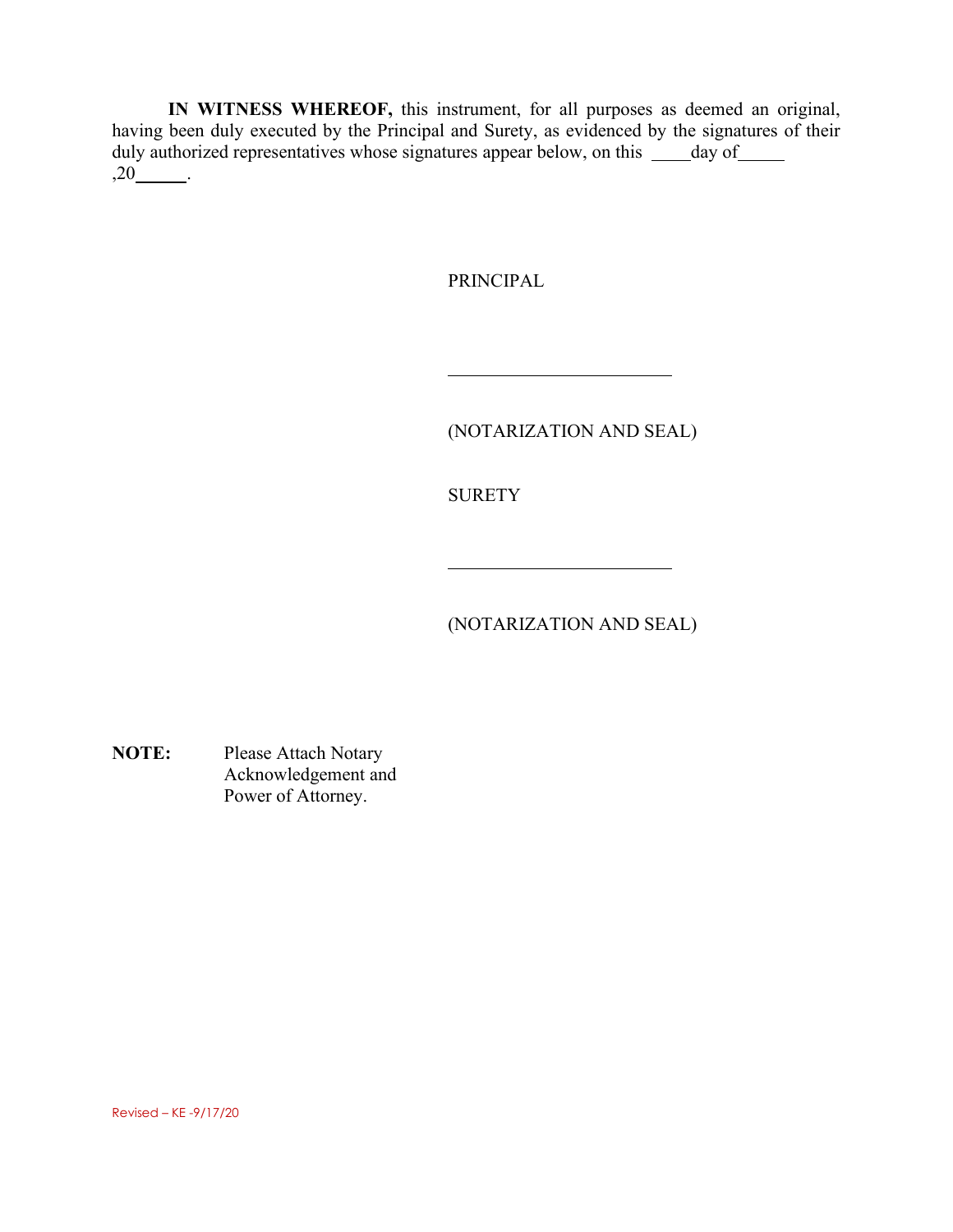**IN WITNESS WHEREOF,** this instrument, for all purposes as deemed an original, having been duly executed by the Principal and Surety, as evidenced by the signatures of their duly authorized representatives whose signatures appear below, on this ____day of_____ ,20_____.

PRINCIPAL

________________________

(NOTARIZATION AND SEAL)

SURETY

________________________

(NOTARIZATION AND SEAL)

**NOTE:** Please Attach Notary Acknowledgement and Power of Attorney.

Revised – KE -9/17/20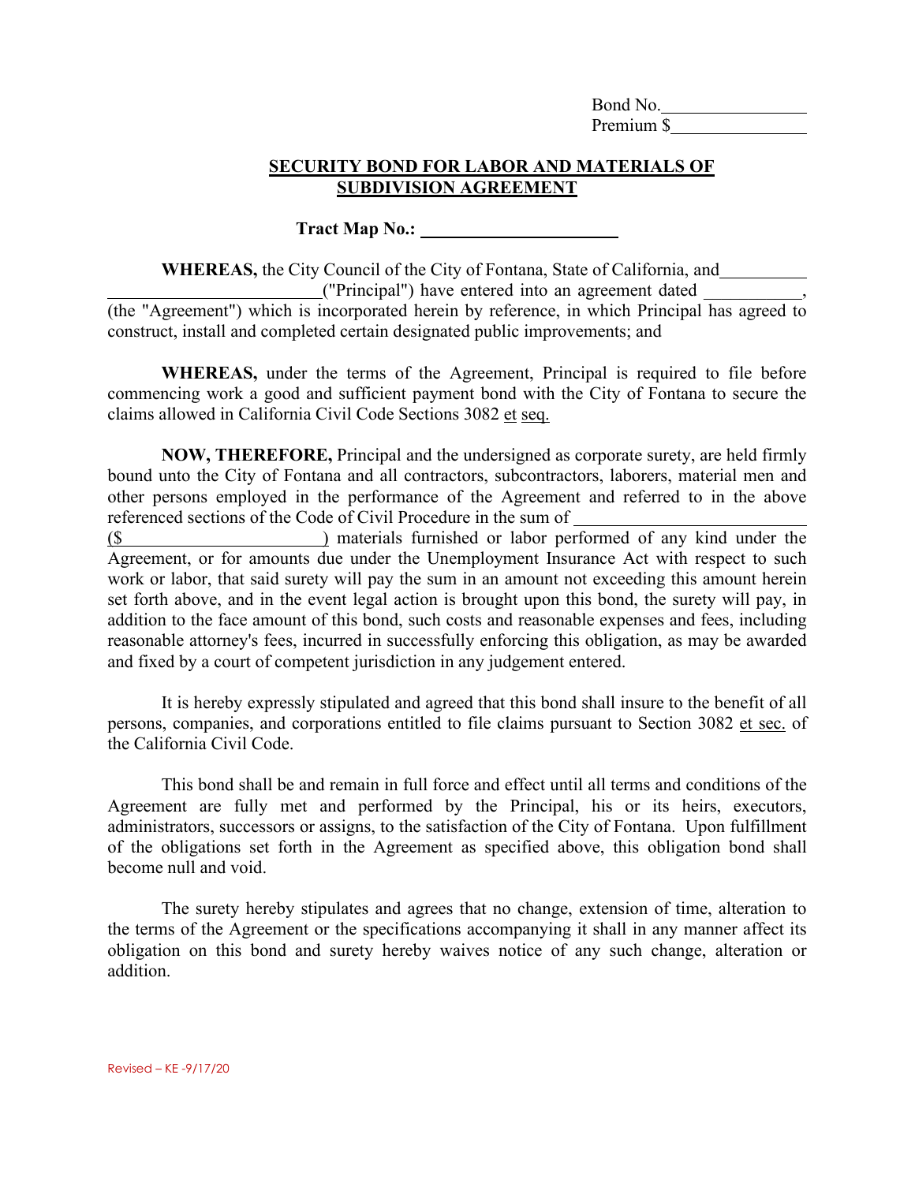Bond No.\_\_\_\_\_\_\_\_\_\_\_\_\_\_\_\_
Premium $\_\_\_\_\_\_\_\_\_\_\_\_\_\_\_\_

**SECURITY BOND FOR LABOR AND MATERIALS OF SUBDIVISION AGREEMENT**

**Tract Map No.:** \_\_\_\_\_\_\_\_\_\_\_\_\_\_\_\_\_\_\_\_\_\_\_\_

**WHEREAS,** the City Council of the City of Fontana, State of California, and\_\_\_\_\_\_\_\_\_\_ \_\_\_\_\_\_\_\_\_\_\_\_\_\_\_\_\_\_\_\_\_\_\_\_\_("Principal") have entered into an agreement dated \_\_\_\_\_\_\_\_\_\_\_\_, (the "Agreement") which is incorporated herein by reference, in which Principal has agreed to construct, install and completed certain designated public improvements; and

**WHEREAS,** under the terms of the Agreement, Principal is required to file before commencing work a good and sufficient payment bond with the City of Fontana to secure the claims allowed in California Civil Code Sections 3082 et seq.

**NOW, THEREFORE,** Principal and the undersigned as corporate surety, are held firmly bound unto the City of Fontana and all contractors, subcontractors, laborers, material men and other persons employed in the performance of the Agreement and referred to in the above referenced sections of the Code of Civil Procedure in the sum of \_\_\_\_\_\_\_\_\_\_\_\_\_\_\_\_\_\_\_\_\_\_\_\_\_\_\_ ($\_\_\_\_\_\_\_\_\_\_\_\_\_\_\_\_\_\_\_\_\_\_\_\_\_) materials furnished or labor performed of any kind under the Agreement, or for amounts due under the Unemployment Insurance Act with respect to such work or labor, that said surety will pay the sum in an amount not exceeding this amount herein set forth above, and in the event legal action is brought upon this bond, the surety will pay, in addition to the face amount of this bond, such costs and reasonable expenses and fees, including reasonable attorney's fees, incurred in successfully enforcing this obligation, as may be awarded and fixed by a court of competent jurisdiction in any judgement entered.

It is hereby expressly stipulated and agreed that this bond shall insure to the benefit of all persons, companies, and corporations entitled to file claims pursuant to Section 3082 et sec. of the California Civil Code.

This bond shall be and remain in full force and effect until all terms and conditions of the Agreement are fully met and performed by the Principal, his or its heirs, executors, administrators, successors or assigns, to the satisfaction of the City of Fontana. Upon fulfillment of the obligations set forth in the Agreement as specified above, this obligation bond shall become null and void.

The surety hereby stipulates and agrees that no change, extension of time, alteration to the terms of the Agreement or the specifications accompanying it shall in any manner affect its obligation on this bond and surety hereby waives notice of any such change, alteration or addition.

Revised – KE -9/17/20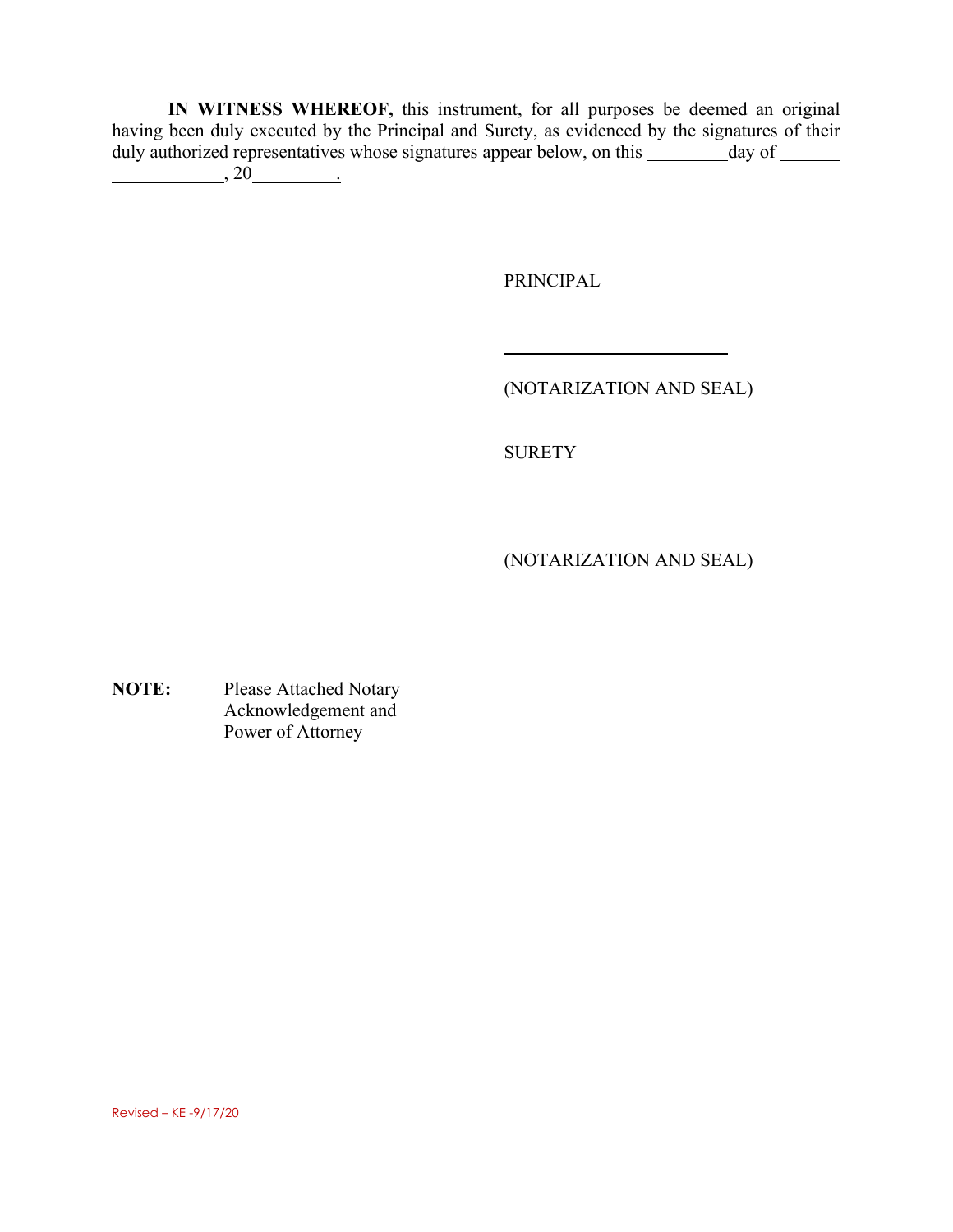**IN WITNESS WHEREOF,** this instrument, for all purposes be deemed an original having been duly executed by the Principal and Surety, as evidenced by the signatures of their duly authorized representatives whose signatures appear below, on this _________day of _______ ____________, 20_________.

PRINCIPAL

_________________________

(NOTARIZATION AND SEAL)

SURETY

_________________________

(NOTARIZATION AND SEAL)

**NOTE:** Please Attached Notary Acknowledgement and Power of Attorney

Revised – KE -9/17/20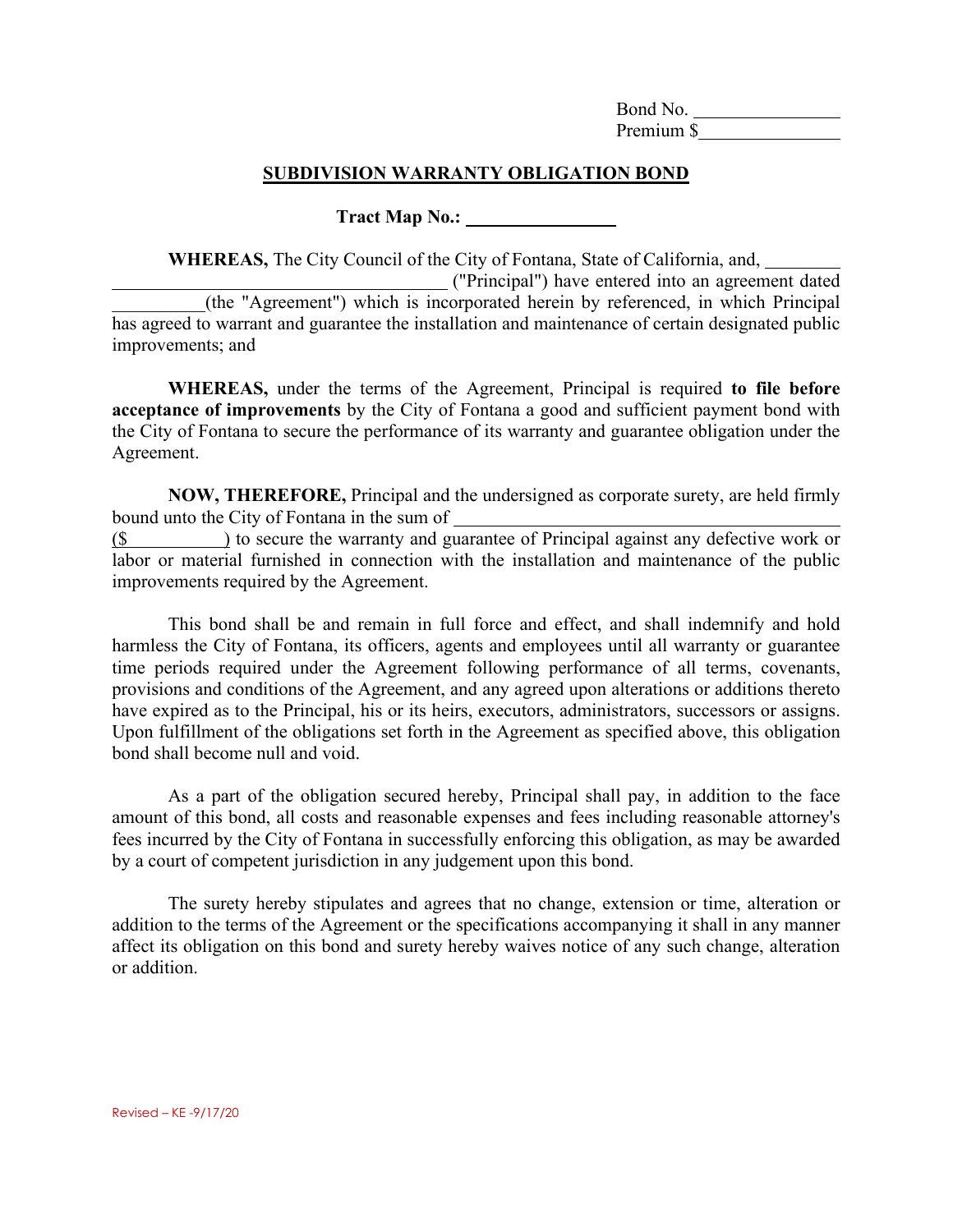Bond No. ______________
Premium $______________

## SUBDIVISION WARRANTY OBLIGATION BOND

**Tract Map No.: ______________**

**WHEREAS,** The City Council of the City of Fontana, State of California, and, ________________________________________ ("Principal") have entered into an agreement dated __________(the "Agreement") which is incorporated herein by referenced, in which Principal has agreed to warrant and guarantee the installation and maintenance of certain designated public improvements; and

**WHEREAS,** under the terms of the Agreement, Principal is required **to file before acceptance of improvements** by the City of Fontana a good and sufficient payment bond with the City of Fontana to secure the performance of its warranty and guarantee obligation under the Agreement.

**NOW, THEREFORE,** Principal and the undersigned as corporate surety, are held firmly bound unto the City of Fontana in the sum of ________________________________________ ($__________) to secure the warranty and guarantee of Principal against any defective work or labor or material furnished in connection with the installation and maintenance of the public improvements required by the Agreement.

This bond shall be and remain in full force and effect, and shall indemnify and hold harmless the City of Fontana, its officers, agents and employees until all warranty or guarantee time periods required under the Agreement following performance of all terms, covenants, provisions and conditions of the Agreement, and any agreed upon alterations or additions thereto have expired as to the Principal, his or its heirs, executors, administrators, successors or assigns. Upon fulfillment of the obligations set forth in the Agreement as specified above, this obligation bond shall become null and void.

As a part of the obligation secured hereby, Principal shall pay, in addition to the face amount of this bond, all costs and reasonable expenses and fees including reasonable attorney's fees incurred by the City of Fontana in successfully enforcing this obligation, as may be awarded by a court of competent jurisdiction in any judgement upon this bond.

The surety hereby stipulates and agrees that no change, extension or time, alteration or addition to the terms of the Agreement or the specifications accompanying it shall in any manner affect its obligation on this bond and surety hereby waives notice of any such change, alteration or addition.

Revised – KE -9/17/20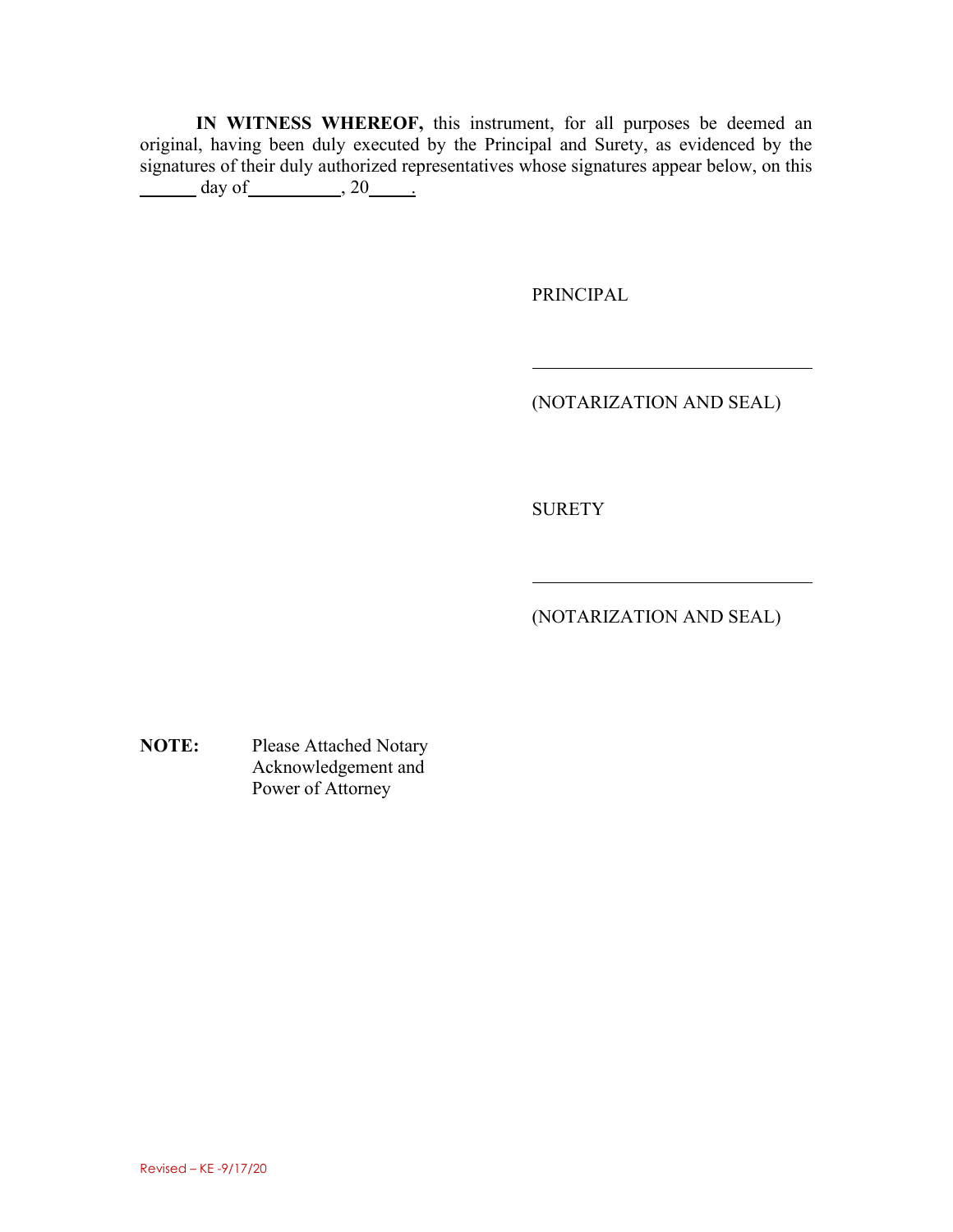**IN WITNESS WHEREOF,** this instrument, for all purposes be deemed an original, having been duly executed by the Principal and Surety, as evidenced by the signatures of their duly authorized representatives whose signatures appear below, on this ______ day of__________, 20_____.

PRINCIPAL

______________________________

(NOTARIZATION AND SEAL)

SURETY

______________________________

(NOTARIZATION AND SEAL)

**NOTE:** Please Attached Notary Acknowledgement and Power of Attorney

Revised – KE -9/17/20